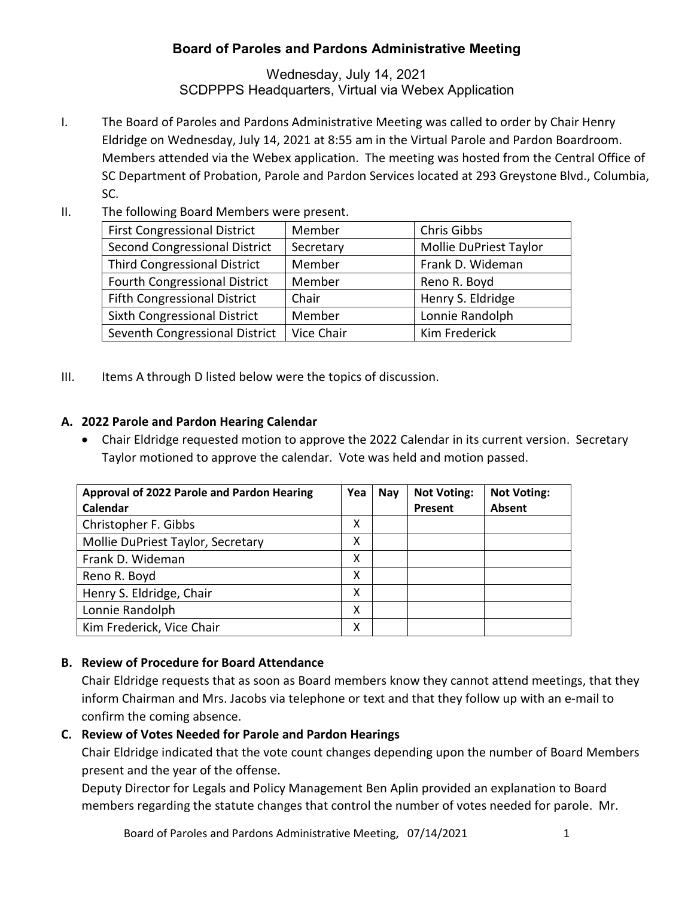# Board of Paroles and Pardons Administrative Meeting

Wednesday, July 14, 2021
SCDPPPS Headquarters, Virtual via Webex Application

I. The Board of Paroles and Pardons Administrative Meeting was called to order by Chair Henry Eldridge on Wednesday, July 14, 2021 at 8:55 am in the Virtual Parole and Pardon Boardroom. Members attended via the Webex application. The meeting was hosted from the Central Office of SC Department of Probation, Parole and Pardon Services located at 293 Greystone Blvd., Columbia, SC.

II. The following Board Members were present.

| First Congressional District | Member | Chris Gibbs |
|---|---|---|
| Second Congressional District | Secretary | Mollie DuPriest Taylor |
| Third Congressional District | Member | Frank D. Wideman |
| Fourth Congressional District | Member | Reno R. Boyd |
| Fifth Congressional District | Chair | Henry S. Eldridge |
| Sixth Congressional District | Member | Lonnie Randolph |
| Seventh Congressional District | Vice Chair | Kim Frederick |

III. Items A through D listed below were the topics of discussion.

**A. 2022 Parole and Pardon Hearing Calendar**

- Chair Eldridge requested motion to approve the 2022 Calendar in its current version. Secretary Taylor motioned to approve the calendar. Vote was held and motion passed.

| Approval of 2022 Parole and Pardon Hearing Calendar | Yea | Nay | Not Voting: Present | Not Voting: Absent |
|---|---|---|---|---|
| Christopher F. Gibbs | X | | | |
| Mollie DuPriest Taylor, Secretary | X | | | |
| Frank D. Wideman | X | | | |
| Reno R. Boyd | X | | | |
| Henry S. Eldridge, Chair | X | | | |
| Lonnie Randolph | X | | | |
| Kim Frederick, Vice Chair | X | | | |

**B. Review of Procedure for Board Attendance**

Chair Eldridge requests that as soon as Board members know they cannot attend meetings, that they inform Chairman and Mrs. Jacobs via telephone or text and that they follow up with an e-mail to confirm the coming absence.

**C. Review of Votes Needed for Parole and Pardon Hearings**

Chair Eldridge indicated that the vote count changes depending upon the number of Board Members present and the year of the offense.

Deputy Director for Legals and Policy Management Ben Aplin provided an explanation to Board members regarding the statute changes that control the number of votes needed for parole. Mr.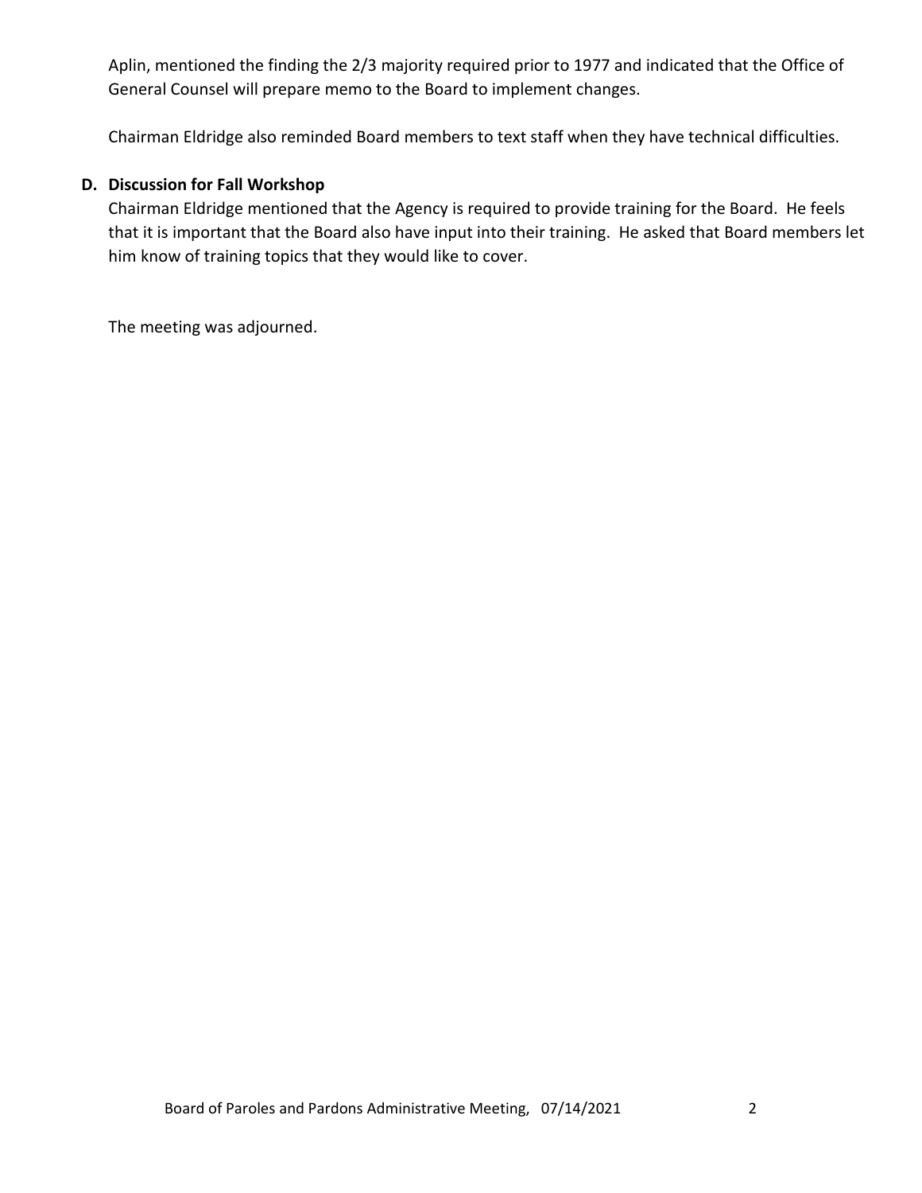Aplin, mentioned the finding the 2/3 majority required prior to 1977 and indicated that the Office of General Counsel will prepare memo to the Board to implement changes.

Chairman Eldridge also reminded Board members to text staff when they have technical difficulties.

**D. Discussion for Fall Workshop**

Chairman Eldridge mentioned that the Agency is required to provide training for the Board. He feels that it is important that the Board also have input into their training. He asked that Board members let him know of training topics that they would like to cover.

The meeting was adjourned.